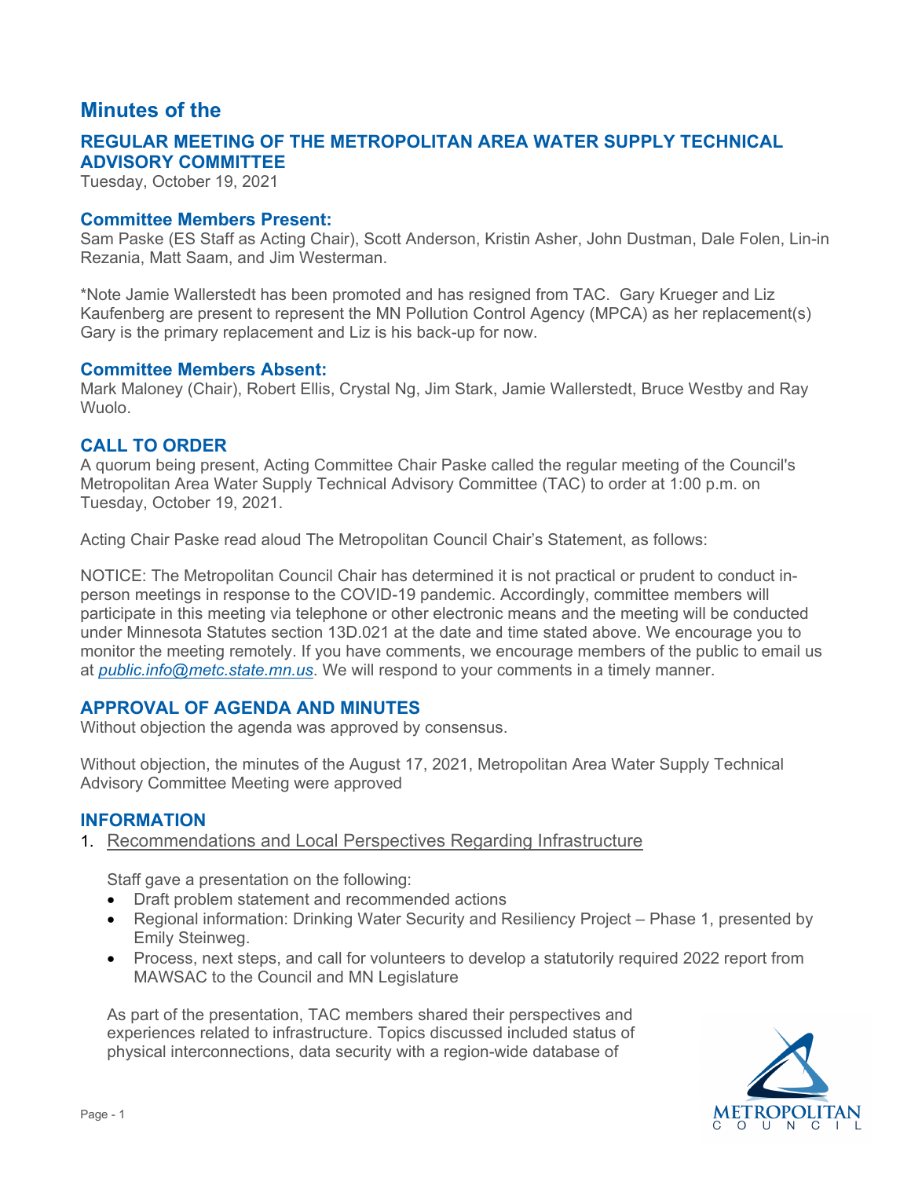# Minutes of the

## REGULAR MEETING OF THE METROPOLITAN AREA WATER SUPPLY TECHNICAL ADVISORY COMMITTEE

Tuesday, October 19, 2021

### Committee Members Present:

Sam Paske (ES Staff as Acting Chair), Scott Anderson, Kristin Asher, John Dustman, Dale Folen, Lin-in Rezania, Matt Saam, and Jim Westerman.

*Note Jamie Wallerstedt has been promoted and has resigned from TAC. Gary Krueger and Liz Kaufenberg are present to represent the MN Pollution Control Agency (MPCA) as her replacement(s) Gary is the primary replacement and Liz is his back-up for now.

### Committee Members Absent:

Mark Maloney (Chair), Robert Ellis, Crystal Ng, Jim Stark, Jamie Wallerstedt, Bruce Westby and Ray Wuolo.

### CALL TO ORDER

A quorum being present, Acting Committee Chair Paske called the regular meeting of the Council's Metropolitan Area Water Supply Technical Advisory Committee (TAC) to order at 1:00 p.m. on Tuesday, October 19, 2021.

Acting Chair Paske read aloud The Metropolitan Council Chair's Statement, as follows:

NOTICE: The Metropolitan Council Chair has determined it is not practical or prudent to conduct in-person meetings in response to the COVID-19 pandemic. Accordingly, committee members will participate in this meeting via telephone or other electronic means and the meeting will be conducted under Minnesota Statutes section 13D.021 at the date and time stated above. We encourage you to monitor the meeting remotely. If you have comments, we encourage members of the public to email us at *public.info@metc.state.mn.us*. We will respond to your comments in a timely manner.

### APPROVAL OF AGENDA AND MINUTES

Without objection the agenda was approved by consensus.

Without objection, the minutes of the August 17, 2021, Metropolitan Area Water Supply Technical Advisory Committee Meeting were approved

### INFORMATION

1. Recommendations and Local Perspectives Regarding Infrastructure

   Staff gave a presentation on the following:

   - Draft problem statement and recommended actions
   - Regional information: Drinking Water Security and Resiliency Project – Phase 1, presented by Emily Steinweg.
   - Process, next steps, and call for volunteers to develop a statutorily required 2022 report from MAWSAC to the Council and MN Legislature

   As part of the presentation, TAC members shared their perspectives and experiences related to infrastructure. Topics discussed included status of physical interconnections, data security with a region-wide database of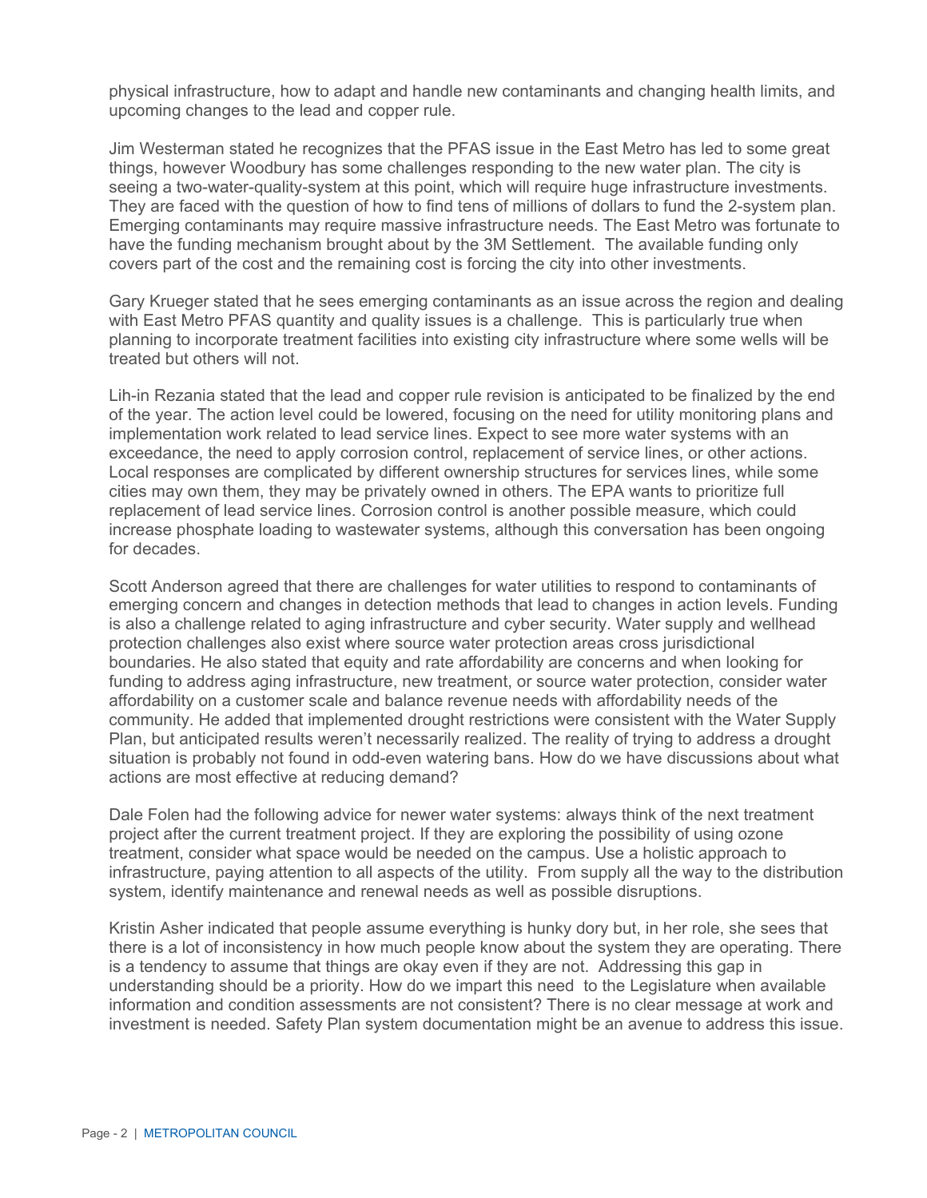physical infrastructure, how to adapt and handle new contaminants and changing health limits, and upcoming changes to the lead and copper rule.

Jim Westerman stated he recognizes that the PFAS issue in the East Metro has led to some great things, however Woodbury has some challenges responding to the new water plan. The city is seeing a two-water-quality-system at this point, which will require huge infrastructure investments. They are faced with the question of how to find tens of millions of dollars to fund the 2-system plan. Emerging contaminants may require massive infrastructure needs. The East Metro was fortunate to have the funding mechanism brought about by the 3M Settlement. The available funding only covers part of the cost and the remaining cost is forcing the city into other investments.

Gary Krueger stated that he sees emerging contaminants as an issue across the region and dealing with East Metro PFAS quantity and quality issues is a challenge. This is particularly true when planning to incorporate treatment facilities into existing city infrastructure where some wells will be treated but others will not.

Lih-in Rezania stated that the lead and copper rule revision is anticipated to be finalized by the end of the year. The action level could be lowered, focusing on the need for utility monitoring plans and implementation work related to lead service lines. Expect to see more water systems with an exceedance, the need to apply corrosion control, replacement of service lines, or other actions. Local responses are complicated by different ownership structures for services lines, while some cities may own them, they may be privately owned in others. The EPA wants to prioritize full replacement of lead service lines. Corrosion control is another possible measure, which could increase phosphate loading to wastewater systems, although this conversation has been ongoing for decades.

Scott Anderson agreed that there are challenges for water utilities to respond to contaminants of emerging concern and changes in detection methods that lead to changes in action levels. Funding is also a challenge related to aging infrastructure and cyber security. Water supply and wellhead protection challenges also exist where source water protection areas cross jurisdictional boundaries. He also stated that equity and rate affordability are concerns and when looking for funding to address aging infrastructure, new treatment, or source water protection, consider water affordability on a customer scale and balance revenue needs with affordability needs of the community. He added that implemented drought restrictions were consistent with the Water Supply Plan, but anticipated results weren't necessarily realized. The reality of trying to address a drought situation is probably not found in odd-even watering bans. How do we have discussions about what actions are most effective at reducing demand?

Dale Folen had the following advice for newer water systems: always think of the next treatment project after the current treatment project. If they are exploring the possibility of using ozone treatment, consider what space would be needed on the campus. Use a holistic approach to infrastructure, paying attention to all aspects of the utility. From supply all the way to the distribution system, identify maintenance and renewal needs as well as possible disruptions.

Kristin Asher indicated that people assume everything is hunky dory but, in her role, she sees that there is a lot of inconsistency in how much people know about the system they are operating. There is a tendency to assume that things are okay even if they are not. Addressing this gap in understanding should be a priority. How do we impart this need to the Legislature when available information and condition assessments are not consistent? There is no clear message at work and investment is needed. Safety Plan system documentation might be an avenue to address this issue.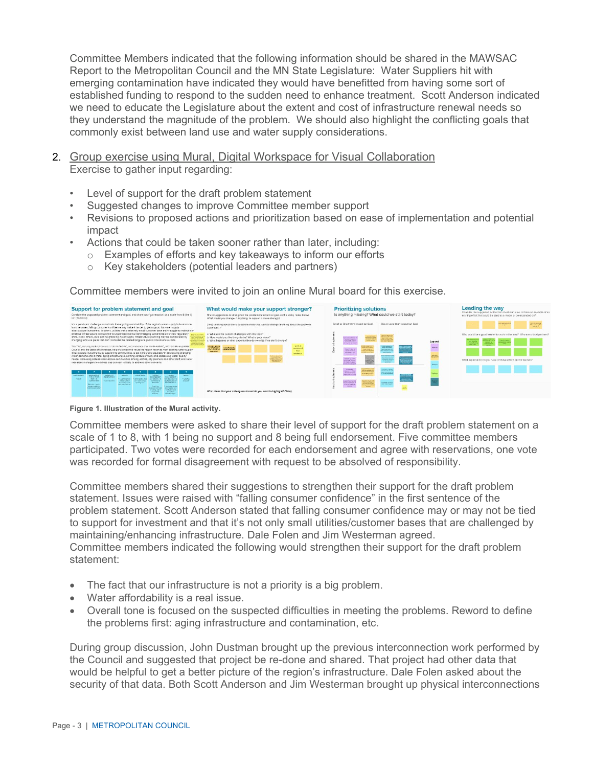Committee Members indicated that the following information should be shared in the MAWSAC Report to the Metropolitan Council and the MN State Legislature: Water Suppliers hit with emerging contamination have indicated they would have benefitted from having some sort of established funding to respond to the sudden need to enhance treatment. Scott Anderson indicated we need to educate the Legislature about the extent and cost of infrastructure renewal needs so they understand the magnitude of the problem. We should also highlight the conflicting goals that commonly exist between land use and water supply considerations.

2. Group exercise using Mural, Digital Workspace for Visual Collaboration
   Exercise to gather input regarding:

- Level of support for the draft problem statement
- Suggested changes to improve Committee member support
- Revisions to proposed actions and prioritization based on ease of implementation and potential impact
- Actions that could be taken sooner rather than later, including:
  - Examples of efforts and key takeaways to inform our efforts
  - Key stakeholders (potential leaders and partners)

Committee members were invited to join an online Mural board for this exercise.

**Figure 1. Illustration of the Mural activity.**

Committee members were asked to share their level of support for the draft problem statement on a scale of 1 to 8, with 1 being no support and 8 being full endorsement. Five committee members participated. Two votes were recorded for each endorsement and agree with reservations, one vote was recorded for formal disagreement with request to be absolved of responsibility.

Committee members shared their suggestions to strengthen their support for the draft problem statement. Issues were raised with "falling consumer confidence" in the first sentence of the problem statement. Scott Anderson stated that falling consumer confidence may or may not be tied to support for investment and that it's not only small utilities/customer bases that are challenged by maintaining/enhancing infrastructure. Dale Folen and Jim Westerman agreed.
Committee members indicated the following would strengthen their support for the draft problem statement:

- The fact that our infrastructure is not a priority is a big problem.
- Water affordability is a real issue.
- Overall tone is focused on the suspected difficulties in meeting the problems. Reword to define the problems first: aging infrastructure and contamination, etc.

During group discussion, John Dustman brought up the previous interconnection work performed by the Council and suggested that project be re-done and shared. That project had other data that would be helpful to get a better picture of the region's infrastructure. Dale Folen asked about the security of that data. Both Scott Anderson and Jim Westerman brought up physical interconnections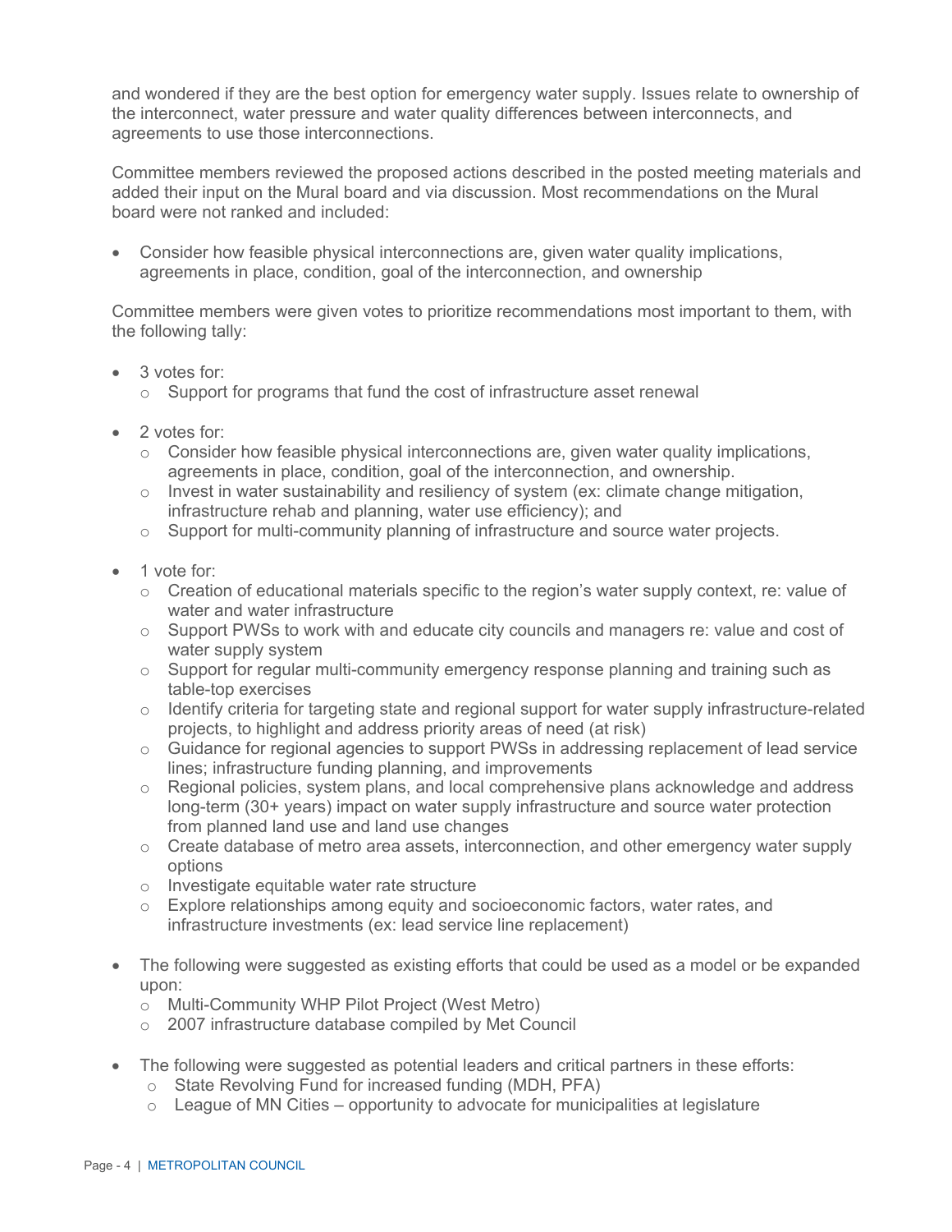and wondered if they are the best option for emergency water supply. Issues relate to ownership of the interconnect, water pressure and water quality differences between interconnects, and agreements to use those interconnections.

Committee members reviewed the proposed actions described in the posted meeting materials and added their input on the Mural board and via discussion. Most recommendations on the Mural board were not ranked and included:

- Consider how feasible physical interconnections are, given water quality implications, agreements in place, condition, goal of the interconnection, and ownership

Committee members were given votes to prioritize recommendations most important to them, with the following tally:

- 3 votes for:
  - Support for programs that fund the cost of infrastructure asset renewal
- 2 votes for:
  - Consider how feasible physical interconnections are, given water quality implications, agreements in place, condition, goal of the interconnection, and ownership.
  - Invest in water sustainability and resiliency of system (ex: climate change mitigation, infrastructure rehab and planning, water use efficiency); and
  - Support for multi-community planning of infrastructure and source water projects.
- 1 vote for:
  - Creation of educational materials specific to the region's water supply context, re: value of water and water infrastructure
  - Support PWSs to work with and educate city councils and managers re: value and cost of water supply system
  - Support for regular multi-community emergency response planning and training such as table-top exercises
  - Identify criteria for targeting state and regional support for water supply infrastructure-related projects, to highlight and address priority areas of need (at risk)
  - Guidance for regional agencies to support PWSs in addressing replacement of lead service lines; infrastructure funding planning, and improvements
  - Regional policies, system plans, and local comprehensive plans acknowledge and address long-term (30+ years) impact on water supply infrastructure and source water protection from planned land use and land use changes
  - Create database of metro area assets, interconnection, and other emergency water supply options
  - Investigate equitable water rate structure
  - Explore relationships among equity and socioeconomic factors, water rates, and infrastructure investments (ex: lead service line replacement)
- The following were suggested as existing efforts that could be used as a model or be expanded upon:
  - Multi-Community WHP Pilot Project (West Metro)
  - 2007 infrastructure database compiled by Met Council
- The following were suggested as potential leaders and critical partners in these efforts:
  - State Revolving Fund for increased funding (MDH, PFA)
  - League of MN Cities – opportunity to advocate for municipalities at legislature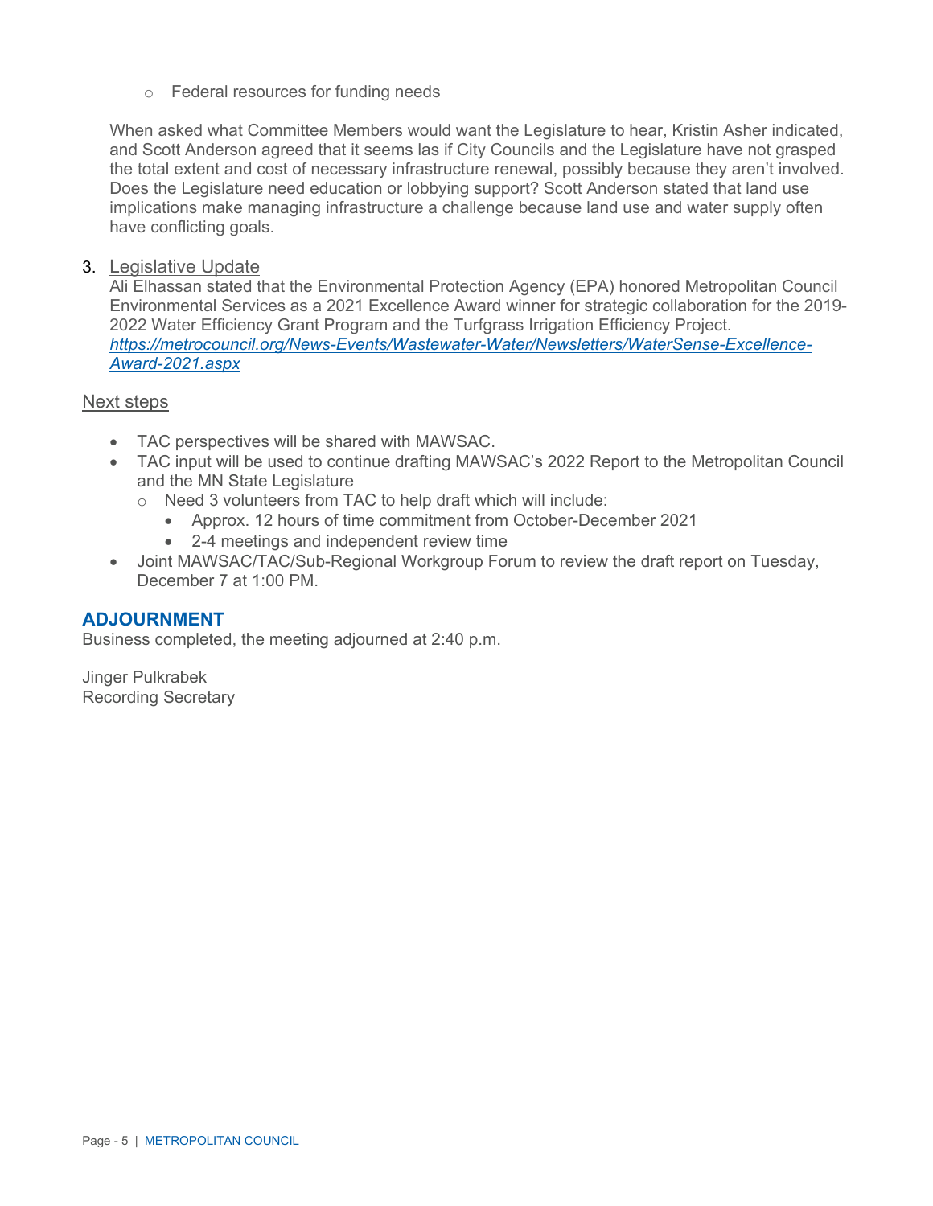- Federal resources for funding needs

When asked what Committee Members would want the Legislature to hear, Kristin Asher indicated, and Scott Anderson agreed that it seems las if City Councils and the Legislature have not grasped the total extent and cost of necessary infrastructure renewal, possibly because they aren't involved. Does the Legislature need education or lobbying support? Scott Anderson stated that land use implications make managing infrastructure a challenge because land use and water supply often have conflicting goals.

3. Legislative Update

Ali Elhassan stated that the Environmental Protection Agency (EPA) honored Metropolitan Council Environmental Services as a 2021 Excellence Award winner for strategic collaboration for the 2019-2022 Water Efficiency Grant Program and the Turfgrass Irrigation Efficiency Project. *https://metrocouncil.org/News-Events/Wastewater-Water/Newsletters/WaterSense-Excellence-Award-2021.aspx*

Next steps

- TAC perspectives will be shared with MAWSAC.
- TAC input will be used to continue drafting MAWSAC's 2022 Report to the Metropolitan Council and the MN State Legislature
  - Need 3 volunteers from TAC to help draft which will include:
    - Approx. 12 hours of time commitment from October-December 2021
    - 2-4 meetings and independent review time
- Joint MAWSAC/TAC/Sub-Regional Workgroup Forum to review the draft report on Tuesday, December 7 at 1:00 PM.

## ADJOURNMENT

Business completed, the meeting adjourned at 2:40 p.m.

Jinger Pulkrabek
Recording Secretary